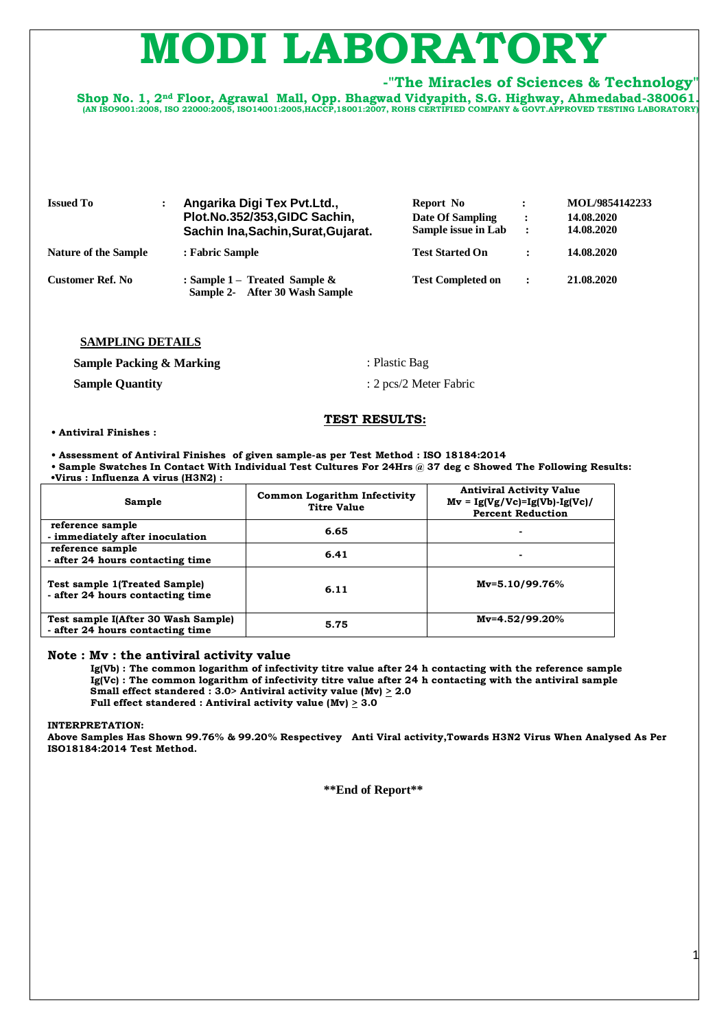# MODI LABORATORY

**-"The Miracles of Sciences & Technology"**

**Shop No. 1, 2nd Floor, Agrawal Mall, Opp. Bhagwad Vidyapith, S.G. Highway, Ahmedabad-380061.**
**(AN ISO9001:2008, ISO 22000:2005, ISO14001:2005,HACCP,18001:2007, ROHS CERTIFIED COMPANY & GOVT.APPROVED TESTING LABORATORY)**

| | | | | |
|---|---|---|---|---|
| **Issued To** : | **Angarika Digi Tex Pvt.Ltd., Plot.No.352/353,GIDC Sachin, Sachin Ina,Sachin,Surat,Gujarat.** | **Report No** | : | **MOL/9854142233** |
| | | **Date Of Sampling** | : | **14.08.2020** |
| | | **Sample issue in Lab** | : | **14.08.2020** |
| **Nature of the Sample** | **: Fabric Sample** | **Test Started On** | : | **14.08.2020** |
| **Customer Ref. No** | **: Sample 1 – Treated Sample & Sample 2- After 30 Wash Sample** | **Test Completed on** | : | **21.08.2020** |

## SAMPLING DETAILS

**Sample Packing & Marking** : Plastic Bag

**Sample Quantity** : 2 pcs/2 Meter Fabric

## TEST RESULTS:

- **Antiviral Finishes :**

- **Assessment of Antiviral Finishes of given sample-as per Test Method : ISO 18184:2014**
- **Sample Swatches In Contact With Individual Test Cultures For 24Hrs @ 37 deg c Showed The Following Results:**
- **Virus : Influenza A virus (H3N2) :**

| Sample | Common Logarithm Infectivity Titre Value | Antiviral Activity Value Mv = Ig(Vg/Vc)=Ig(Vb)-Ig(Vc)/ Percent Reduction |
|---|---|---|
| reference sample - immediately after inoculation | 6.65 | - |
| reference sample - after 24 hours contacting time | 6.41 | - |
| Test sample 1(Treated Sample) - after 24 hours contacting time | 6.11 | Mv=5.10/99.76% |
| Test sample I(After 30 Wash Sample) - after 24 hours contacting time | 5.75 | Mv=4.52/99.20% |

**Note : Mv : the antiviral activity value**

**Ig(Vb) : The common logarithm of infectivity titre value after 24 h contacting with the reference sample**
**Ig(Vc) : The common logarithm of infectivity titre value after 24 h contacting with the antiviral sample**
**Small effect standered : 3.0> Antiviral activity value (Mv) ≥ 2.0**
**Full effect standered : Antiviral activity value (Mv) ≥ 3.0**

**INTERPRETATION:**

**Above Samples Has Shown 99.76% & 99.20% Respectivey Anti Viral activity,Towards H3N2 Virus When Analysed As Per ISO18184:2014 Test Method.**

**\*\*End of Report\*\***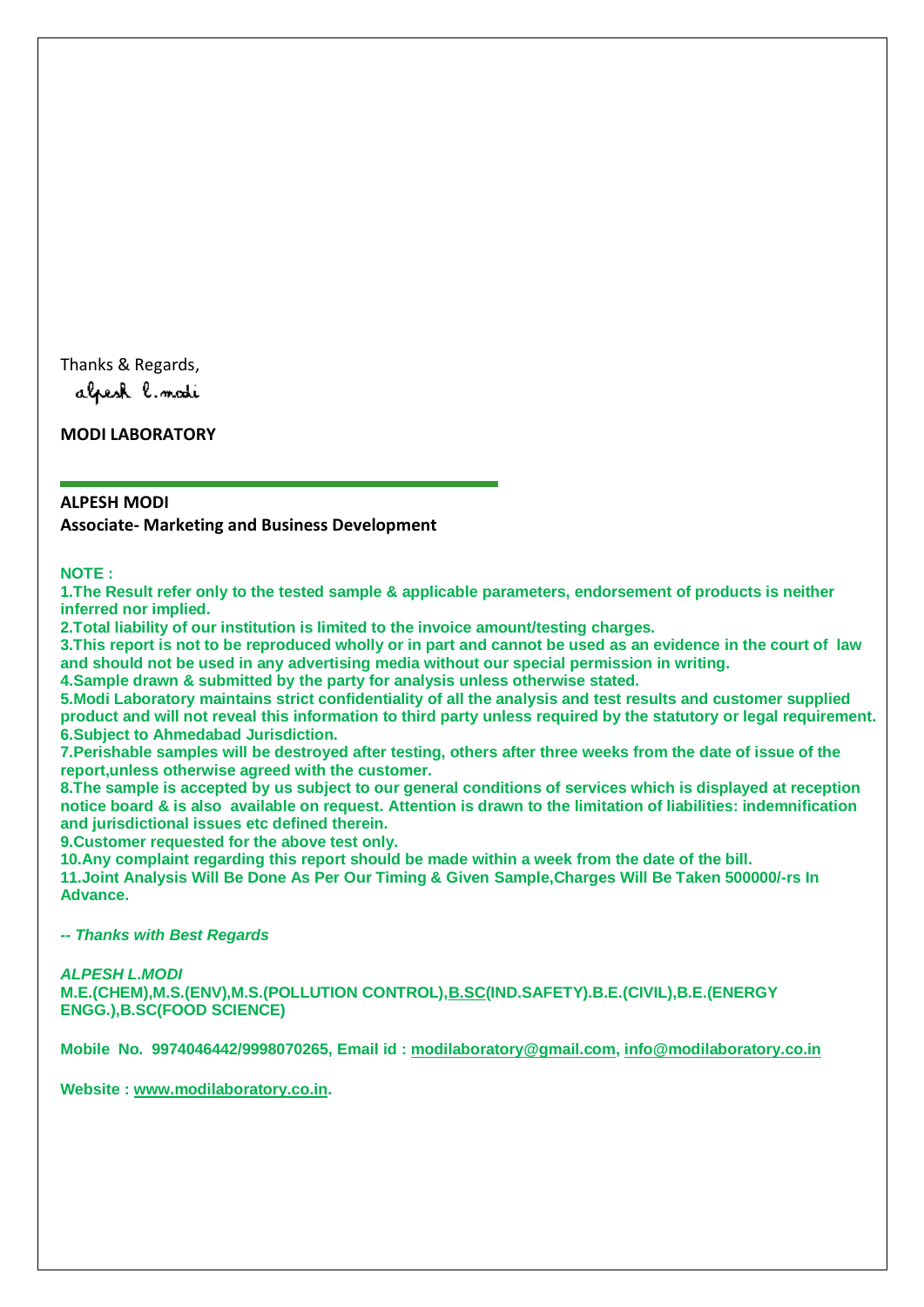Thanks & Regards,

alpesh l.modi

**MODI LABORATORY**

**ALPESH MODI**
**Associate- Marketing and Business Development**

**NOTE :**

**1.The Result refer only to the tested sample & applicable parameters, endorsement of products is neither inferred nor implied.**

**2.Total liability of our institution is limited to the invoice amount/testing charges.**

**3.This report is not to be reproduced wholly or in part and cannot be used as an evidence in the court of law and should not be used in any advertising media without our special permission in writing.**

**4.Sample drawn & submitted by the party for analysis unless otherwise stated.**

**5.Modi Laboratory maintains strict confidentiality of all the analysis and test results and customer supplied product and will not reveal this information to third party unless required by the statutory or legal requirement.**

**6.Subject to Ahmedabad Jurisdiction.**

**7.Perishable samples will be destroyed after testing, others after three weeks from the date of issue of the report,unless otherwise agreed with the customer.**

**8.The sample is accepted by us subject to our general conditions of services which is displayed at reception notice board & is also available on request. Attention is drawn to the limitation of liabilities: indemnification and jurisdictional issues etc defined therein.**

**9.Customer requested for the above test only.**

**10.Any complaint regarding this report should be made within a week from the date of the bill.**

**11.Joint Analysis Will Be Done As Per Our Timing & Given Sample,Charges Will Be Taken 500000/-rs In Advance.**

**-- *Thanks with Best Regards***

***ALPESH L.MODI***
**M.E.(CHEM),M.S.(ENV),M.S.(POLLUTION CONTROL),B.SC(IND.SAFETY).B.E.(CIVIL),B.E.(ENERGY ENGG.),B.SC(FOOD SCIENCE)**

**Mobile No. 9974046442/9998070265, Email id : modilaboratory@gmail.com, info@modilaboratory.co.in**

**Website : www.modilaboratory.co.in.**